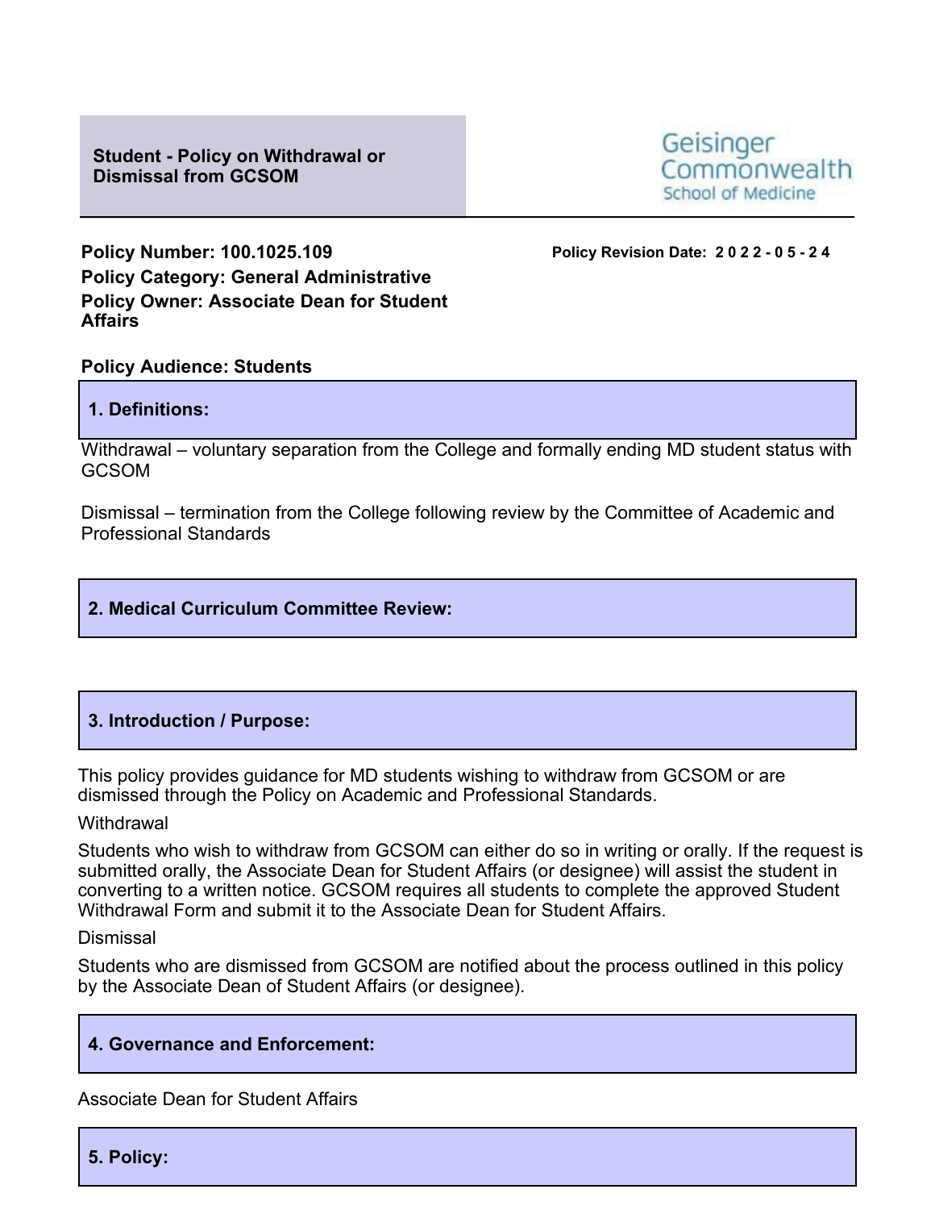**Student - Policy on Withdrawal or Dismissal from GCSOM**

Geisinger Commonwealth School of Medicine

**Policy Number: 100.1025.109**

**Policy Revision Date: 2022-05-24**

**Policy Category: General Administrative**

**Policy Owner: Associate Dean for Student Affairs**

**Policy Audience: Students**

## 1. Definitions:

Withdrawal – voluntary separation from the College and formally ending MD student status with GCSOM

Dismissal – termination from the College following review by the Committee of Academic and Professional Standards

## 2. Medical Curriculum Committee Review:

## 3. Introduction / Purpose:

This policy provides guidance for MD students wishing to withdraw from GCSOM or are dismissed through the Policy on Academic and Professional Standards.

Withdrawal

Students who wish to withdraw from GCSOM can either do so in writing or orally. If the request is submitted orally, the Associate Dean for Student Affairs (or designee) will assist the student in converting to a written notice. GCSOM requires all students to complete the approved Student Withdrawal Form and submit it to the Associate Dean for Student Affairs.

Dismissal

Students who are dismissed from GCSOM are notified about the process outlined in this policy by the Associate Dean of Student Affairs (or designee).

## 4. Governance and Enforcement:

Associate Dean for Student Affairs

## 5. Policy: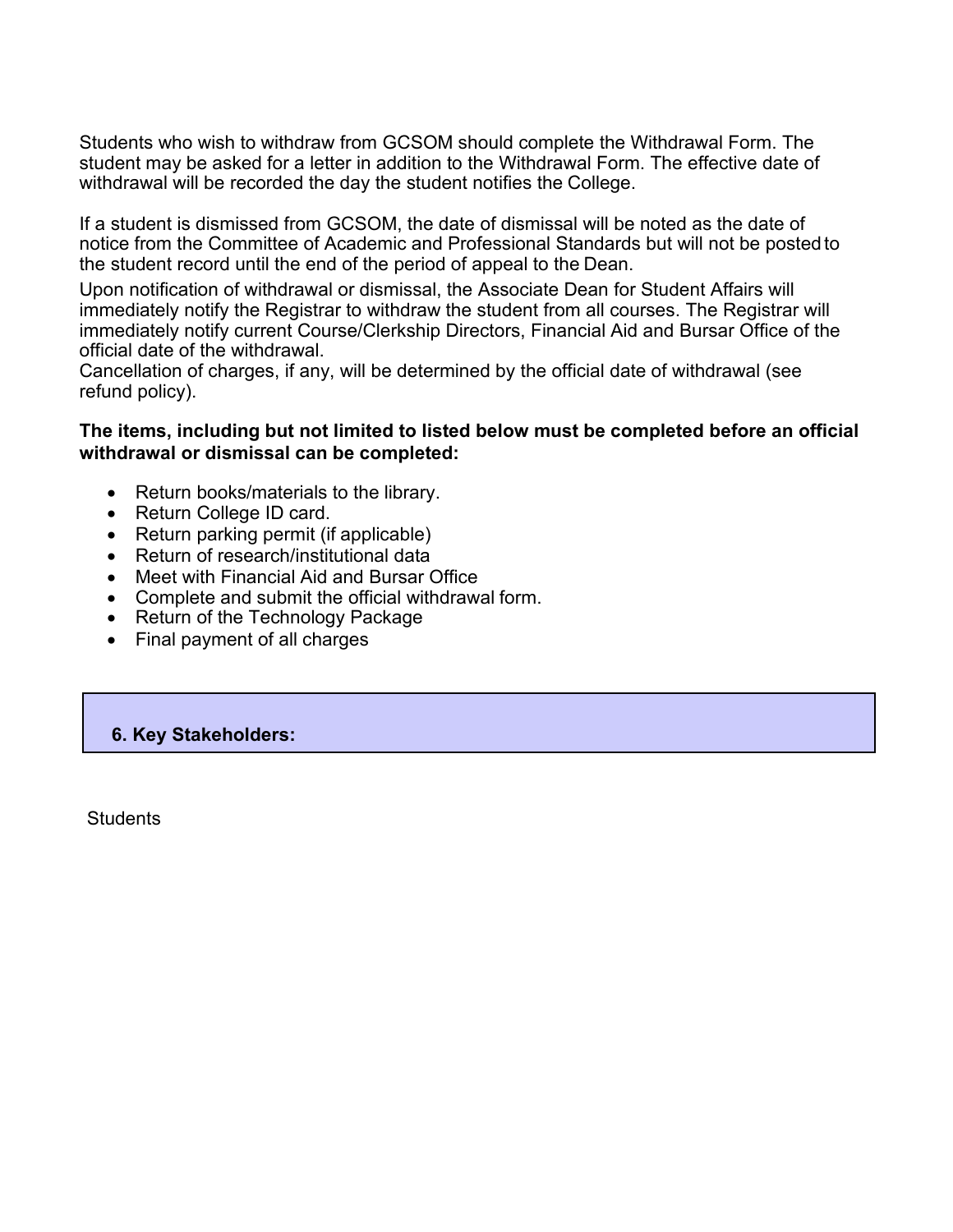Students who wish to withdraw from GCSOM should complete the Withdrawal Form. The student may be asked for a letter in addition to the Withdrawal Form. The effective date of withdrawal will be recorded the day the student notifies the College.

If a student is dismissed from GCSOM, the date of dismissal will be noted as the date of notice from the Committee of Academic and Professional Standards but will not be posted to the student record until the end of the period of appeal to the Dean.

Upon notification of withdrawal or dismissal, the Associate Dean for Student Affairs will immediately notify the Registrar to withdraw the student from all courses. The Registrar will immediately notify current Course/Clerkship Directors, Financial Aid and Bursar Office of the official date of the withdrawal.

Cancellation of charges, if any, will be determined by the official date of withdrawal (see refund policy).

**The items, including but not limited to listed below must be completed before an official withdrawal or dismissal can be completed:**

- Return books/materials to the library.
- Return College ID card.
- Return parking permit (if applicable)
- Return of research/institutional data
- Meet with Financial Aid and Bursar Office
- Complete and submit the official withdrawal form.
- Return of the Technology Package
- Final payment of all charges

## 6. Key Stakeholders:

Students